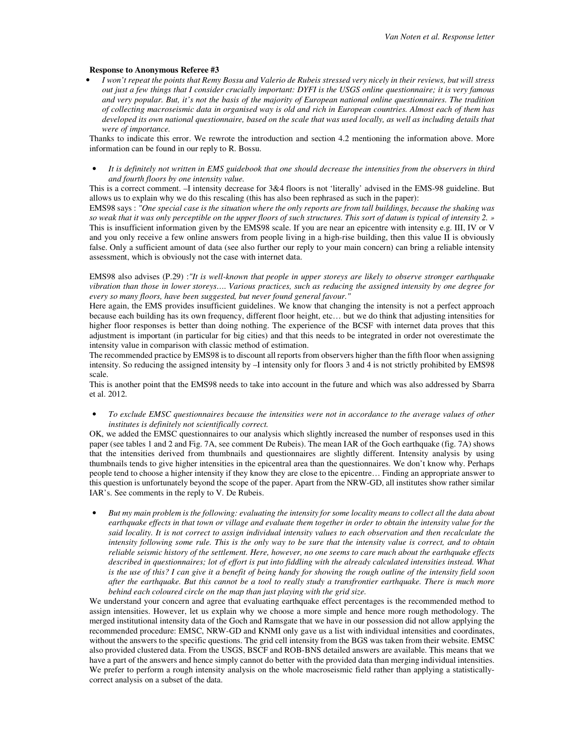**Response to Anonymous Referee #3**

- *I won't repeat the points that Remy Bossu and Valerio de Rubeis stressed very nicely in their reviews, but will stress out just a few things that I consider crucially important: DYFI is the USGS online questionnaire; it is very famous and very popular. But, it's not the basis of the majority of European national online questionnaires. The tradition of collecting macroseismic data in organised way is old and rich in European countries. Almost each of them has developed its own national questionnaire, based on the scale that was used locally, as well as including details that were of importance.*

Thanks to indicate this error. We rewrote the introduction and section 4.2 mentioning the information above. More information can be found in our reply to R. Bossu.

- *It is definitely not written in EMS guidebook that one should decrease the intensities from the observers in third and fourth floors by one intensity value.*

This is a correct comment. –I intensity decrease for 3&4 floors is not 'literally' advised in the EMS-98 guideline. But allows us to explain why we do this rescaling (this has also been rephrased as such in the paper):

EMS98 says : *"One special case is the situation where the only reports are from tall buildings, because the shaking was so weak that it was only perceptible on the upper floors of such structures. This sort of datum is typical of intensity 2. »*
This is insufficient information given by the EMS98 scale. If you are near an epicentre with intensity e.g. III, IV or V and you only receive a few online answers from people living in a high-rise building, then this value II is obviously false. Only a sufficient amount of data (see also further our reply to your main concern) can bring a reliable intensity assessment, which is obviously not the case with internet data.

EMS98 also advises (P.29) :*"It is well-known that people in upper storeys are likely to observe stronger earthquake vibration than those in lower storeys…. Various practices, such as reducing the assigned intensity by one degree for every so many floors, have been suggested, but never found general favour."*
Here again, the EMS provides insufficient guidelines. We know that changing the intensity is not a perfect approach because each building has its own frequency, different floor height, etc… but we do think that adjusting intensities for higher floor responses is better than doing nothing. The experience of the BCSF with internet data proves that this adjustment is important (in particular for big cities) and that this needs to be integrated in order not overestimate the intensity value in comparison with classic method of estimation.
The recommended practice by EMS98 is to discount all reports from observers higher than the fifth floor when assigning intensity. So reducing the assigned intensity by –I intensity only for floors 3 and 4 is not strictly prohibited by EMS98 scale.
This is another point that the EMS98 needs to take into account in the future and which was also addressed by Sbarra et al. 2012.

- *To exclude EMSC questionnaires because the intensities were not in accordance to the average values of other institutes is definitely not scientifically correct.*

OK, we added the EMSC questionnaires to our analysis which slightly increased the number of responses used in this paper (see tables 1 and 2 and Fig. 7A, see comment De Rubeis). The mean IAR of the Goch earthquake (fig. 7A) shows that the intensities derived from thumbnails and questionnaires are slightly different. Intensity analysis by using thumbnails tends to give higher intensities in the epicentral area than the questionnaires. We don't know why. Perhaps people tend to choose a higher intensity if they know they are close to the epicentre… Finding an appropriate answer to this question is unfortunately beyond the scope of the paper. Apart from the NRW-GD, all institutes show rather similar IAR's. See comments in the reply to V. De Rubeis.

- *But my main problem is the following: evaluating the intensity for some locality means to collect all the data about earthquake effects in that town or village and evaluate them together in order to obtain the intensity value for the said locality. It is not correct to assign individual intensity values to each observation and then recalculate the intensity following some rule. This is the only way to be sure that the intensity value is correct, and to obtain reliable seismic history of the settlement. Here, however, no one seems to care much about the earthquake effects described in questionnaires; lot of effort is put into fiddling with the already calculated intensities instead. What is the use of this? I can give it a benefit of being handy for showing the rough outline of the intensity field soon after the earthquake. But this cannot be a tool to really study a transfrontier earthquake. There is much more behind each coloured circle on the map than just playing with the grid size.*

We understand your concern and agree that evaluating earthquake effect percentages is the recommended method to assign intensities. However, let us explain why we choose a more simple and hence more rough methodology. The merged institutional intensity data of the Goch and Ramsgate that we have in our possession did not allow applying the recommended procedure: EMSC, NRW-GD and KNMI only gave us a list with individual intensities and coordinates, without the answers to the specific questions. The grid cell intensity from the BGS was taken from their website. EMSC also provided clustered data. From the USGS, BSCF and ROB-BNS detailed answers are available. This means that we have a part of the answers and hence simply cannot do better with the provided data than merging individual intensities. We prefer to perform a rough intensity analysis on the whole macroseismic field rather than applying a statistically-correct analysis on a subset of the data.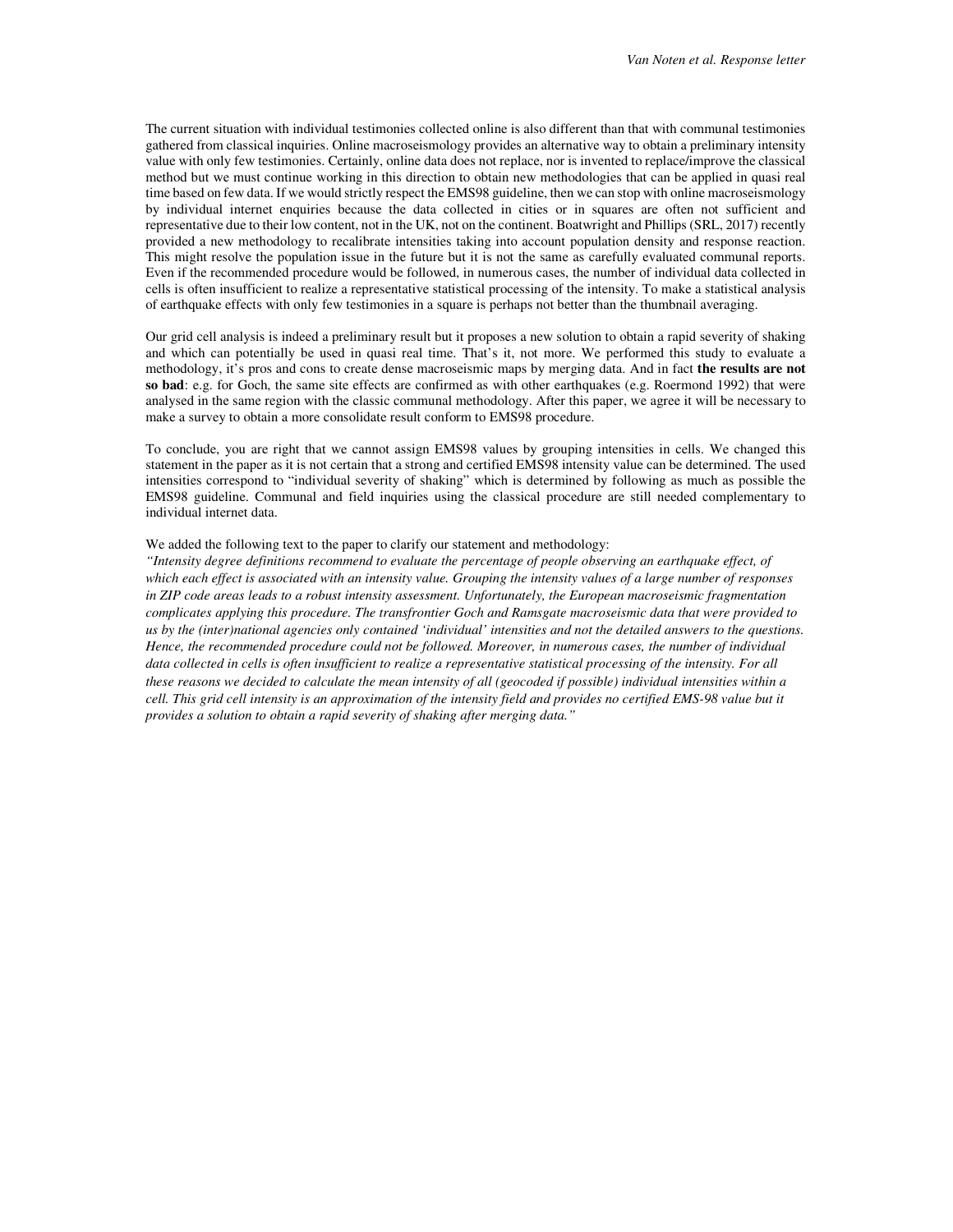The current situation with individual testimonies collected online is also different than that with communal testimonies gathered from classical inquiries. Online macroseismology provides an alternative way to obtain a preliminary intensity value with only few testimonies. Certainly, online data does not replace, nor is invented to replace/improve the classical method but we must continue working in this direction to obtain new methodologies that can be applied in quasi real time based on few data. If we would strictly respect the EMS98 guideline, then we can stop with online macroseismology by individual internet enquiries because the data collected in cities or in squares are often not sufficient and representative due to their low content, not in the UK, not on the continent. Boatwright and Phillips (SRL, 2017) recently provided a new methodology to recalibrate intensities taking into account population density and response reaction. This might resolve the population issue in the future but it is not the same as carefully evaluated communal reports. Even if the recommended procedure would be followed, in numerous cases, the number of individual data collected in cells is often insufficient to realize a representative statistical processing of the intensity. To make a statistical analysis of earthquake effects with only few testimonies in a square is perhaps not better than the thumbnail averaging.

Our grid cell analysis is indeed a preliminary result but it proposes a new solution to obtain a rapid severity of shaking and which can potentially be used in quasi real time. That's it, not more. We performed this study to evaluate a methodology, it's pros and cons to create dense macroseismic maps by merging data. And in fact **the results are not so bad**: e.g. for Goch, the same site effects are confirmed as with other earthquakes (e.g. Roermond 1992) that were analysed in the same region with the classic communal methodology. After this paper, we agree it will be necessary to make a survey to obtain a more consolidate result conform to EMS98 procedure.

To conclude, you are right that we cannot assign EMS98 values by grouping intensities in cells. We changed this statement in the paper as it is not certain that a strong and certified EMS98 intensity value can be determined. The used intensities correspond to "individual severity of shaking" which is determined by following as much as possible the EMS98 guideline. Communal and field inquiries using the classical procedure are still needed complementary to individual internet data.

We added the following text to the paper to clarify our statement and methodology:

*"Intensity degree definitions recommend to evaluate the percentage of people observing an earthquake effect, of which each effect is associated with an intensity value. Grouping the intensity values of a large number of responses in ZIP code areas leads to a robust intensity assessment. Unfortunately, the European macroseismic fragmentation complicates applying this procedure. The transfrontier Goch and Ramsgate macroseismic data that were provided to us by the (inter)national agencies only contained 'individual' intensities and not the detailed answers to the questions. Hence, the recommended procedure could not be followed. Moreover, in numerous cases, the number of individual data collected in cells is often insufficient to realize a representative statistical processing of the intensity. For all these reasons we decided to calculate the mean intensity of all (geocoded if possible) individual intensities within a cell. This grid cell intensity is an approximation of the intensity field and provides no certified EMS-98 value but it provides a solution to obtain a rapid severity of shaking after merging data."*